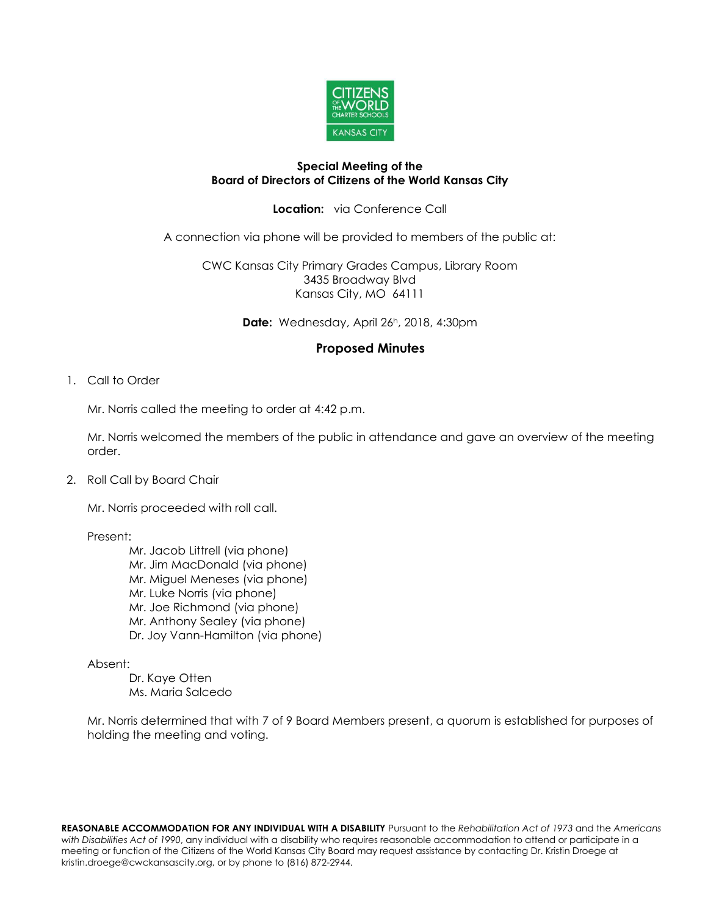**Special Meeting of the**
**Board of Directors of Citizens of the World Kansas City**

**Location:** via Conference Call

A connection via phone will be provided to members of the public at:

CWC Kansas City Primary Grades Campus, Library Room
3435 Broadway Blvd
Kansas City, MO 64111

**Date:** Wednesday, April 26h, 2018, 4:30pm

## Proposed Minutes

1. Call to Order

   Mr. Norris called the meeting to order at 4:42 p.m.

   Mr. Norris welcomed the members of the public in attendance and gave an overview of the meeting order.

2. Roll Call by Board Chair

   Mr. Norris proceeded with roll call.

   Present:
   - Mr. Jacob Littrell (via phone)
   - Mr. Jim MacDonald (via phone)
   - Mr. Miguel Meneses (via phone)
   - Mr. Luke Norris (via phone)
   - Mr. Joe Richmond (via phone)
   - Mr. Anthony Sealey (via phone)
   - Dr. Joy Vann-Hamilton (via phone)

   Absent:
   - Dr. Kaye Otten
   - Ms. Maria Salcedo

   Mr. Norris determined that with 7 of 9 Board Members present, a quorum is established for purposes of holding the meeting and voting.

**REASONABLE ACCOMMODATION FOR ANY INDIVIDUAL WITH A DISABILITY** Pursuant to the *Rehabilitation Act of 1973* and the *Americans with Disabilities Act of 1990*, any individual with a disability who requires reasonable accommodation to attend or participate in a meeting or function of the Citizens of the World Kansas City Board may request assistance by contacting Dr. Kristin Droege at kristin.droege@cwckansascity.org, or by phone to (816) 872-2944.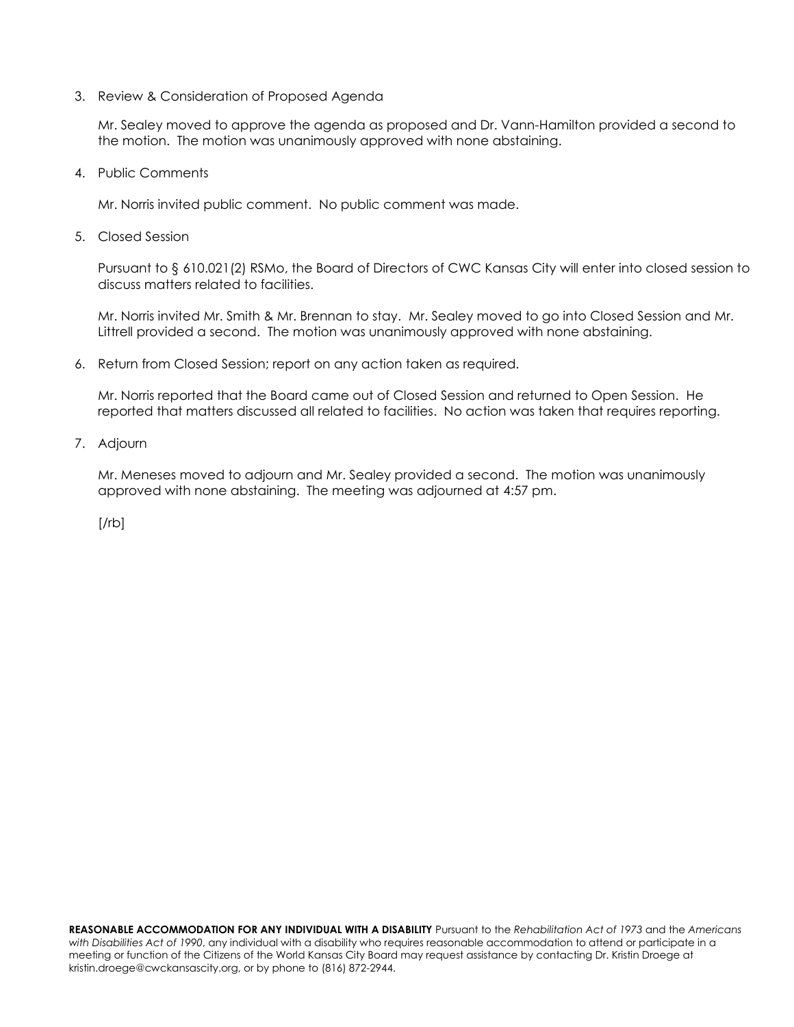3. Review & Consideration of Proposed Agenda

   Mr. Sealey moved to approve the agenda as proposed and Dr. Vann-Hamilton provided a second to the motion. The motion was unanimously approved with none abstaining.

4. Public Comments

   Mr. Norris invited public comment. No public comment was made.

5. Closed Session

   Pursuant to § 610.021(2) RSMo, the Board of Directors of CWC Kansas City will enter into closed session to discuss matters related to facilities.

   Mr. Norris invited Mr. Smith & Mr. Brennan to stay. Mr. Sealey moved to go into Closed Session and Mr. Littrell provided a second. The motion was unanimously approved with none abstaining.

6. Return from Closed Session; report on any action taken as required.

   Mr. Norris reported that the Board came out of Closed Session and returned to Open Session. He reported that matters discussed all related to facilities. No action was taken that requires reporting.

7. Adjourn

   Mr. Meneses moved to adjourn and Mr. Sealey provided a second. The motion was unanimously approved with none abstaining. The meeting was adjourned at 4:57 pm.

   [/rb]

**REASONABLE ACCOMMODATION FOR ANY INDIVIDUAL WITH A DISABILITY** Pursuant to the *Rehabilitation Act of 1973* and the *Americans with Disabilities Act of 1990*, any individual with a disability who requires reasonable accommodation to attend or participate in a meeting or function of the Citizens of the World Kansas City Board may request assistance by contacting Dr. Kristin Droege at kristin.droege@cwckansascity.org, or by phone to (816) 872-2944.